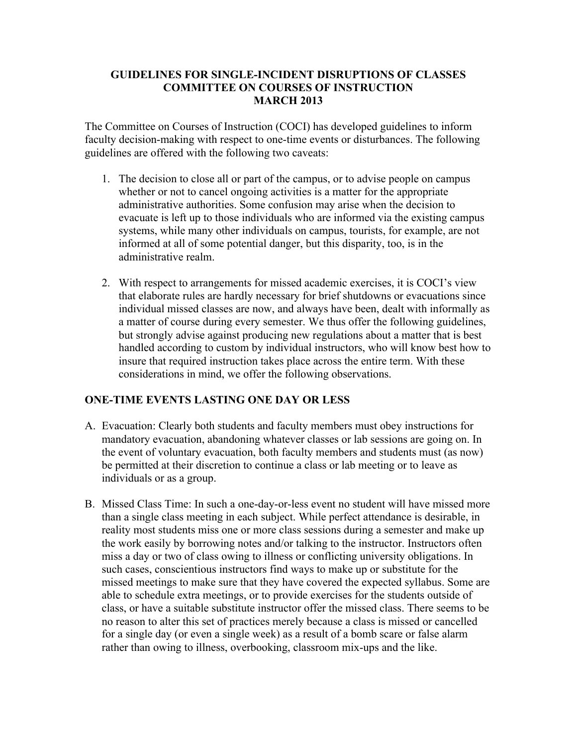**GUIDELINES FOR SINGLE-INCIDENT DISRUPTIONS OF CLASSES**
**COMMITTEE ON COURSES OF INSTRUCTION**
**MARCH 2013**

The Committee on Courses of Instruction (COCI) has developed guidelines to inform faculty decision-making with respect to one-time events or disturbances. The following guidelines are offered with the following two caveats:

1. The decision to close all or part of the campus, or to advise people on campus whether or not to cancel ongoing activities is a matter for the appropriate administrative authorities. Some confusion may arise when the decision to evacuate is left up to those individuals who are informed via the existing campus systems, while many other individuals on campus, tourists, for example, are not informed at all of some potential danger, but this disparity, too, is in the administrative realm.

2. With respect to arrangements for missed academic exercises, it is COCI's view that elaborate rules are hardly necessary for brief shutdowns or evacuations since individual missed classes are now, and always have been, dealt with informally as a matter of course during every semester. We thus offer the following guidelines, but strongly advise against producing new regulations about a matter that is best handled according to custom by individual instructors, who will know best how to insure that required instruction takes place across the entire term. With these considerations in mind, we offer the following observations.

## ONE-TIME EVENTS LASTING ONE DAY OR LESS

A. Evacuation: Clearly both students and faculty members must obey instructions for mandatory evacuation, abandoning whatever classes or lab sessions are going on. In the event of voluntary evacuation, both faculty members and students must (as now) be permitted at their discretion to continue a class or lab meeting or to leave as individuals or as a group.

B. Missed Class Time: In such a one-day-or-less event no student will have missed more than a single class meeting in each subject. While perfect attendance is desirable, in reality most students miss one or more class sessions during a semester and make up the work easily by borrowing notes and/or talking to the instructor. Instructors often miss a day or two of class owing to illness or conflicting university obligations. In such cases, conscientious instructors find ways to make up or substitute for the missed meetings to make sure that they have covered the expected syllabus. Some are able to schedule extra meetings, or to provide exercises for the students outside of class, or have a suitable substitute instructor offer the missed class. There seems to be no reason to alter this set of practices merely because a class is missed or cancelled for a single day (or even a single week) as a result of a bomb scare or false alarm rather than owing to illness, overbooking, classroom mix-ups and the like.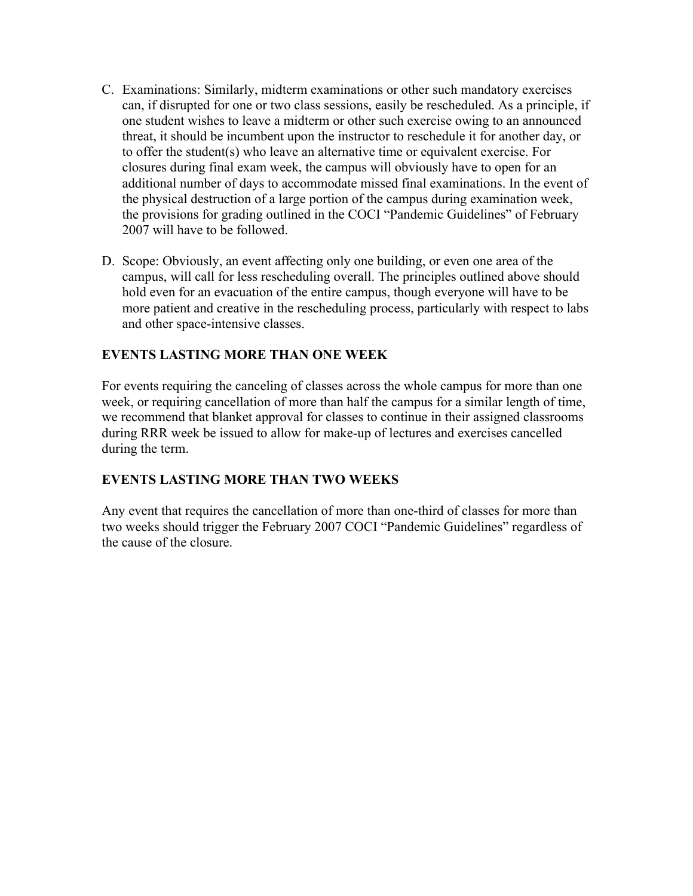C. Examinations: Similarly, midterm examinations or other such mandatory exercises can, if disrupted for one or two class sessions, easily be rescheduled. As a principle, if one student wishes to leave a midterm or other such exercise owing to an announced threat, it should be incumbent upon the instructor to reschedule it for another day, or to offer the student(s) who leave an alternative time or equivalent exercise. For closures during final exam week, the campus will obviously have to open for an additional number of days to accommodate missed final examinations. In the event of the physical destruction of a large portion of the campus during examination week, the provisions for grading outlined in the COCI "Pandemic Guidelines" of February 2007 will have to be followed.

D. Scope: Obviously, an event affecting only one building, or even one area of the campus, will call for less rescheduling overall. The principles outlined above should hold even for an evacuation of the entire campus, though everyone will have to be more patient and creative in the rescheduling process, particularly with respect to labs and other space-intensive classes.

## EVENTS LASTING MORE THAN ONE WEEK

For events requiring the canceling of classes across the whole campus for more than one week, or requiring cancellation of more than half the campus for a similar length of time, we recommend that blanket approval for classes to continue in their assigned classrooms during RRR week be issued to allow for make-up of lectures and exercises cancelled during the term.

## EVENTS LASTING MORE THAN TWO WEEKS

Any event that requires the cancellation of more than one-third of classes for more than two weeks should trigger the February 2007 COCI "Pandemic Guidelines" regardless of the cause of the closure.